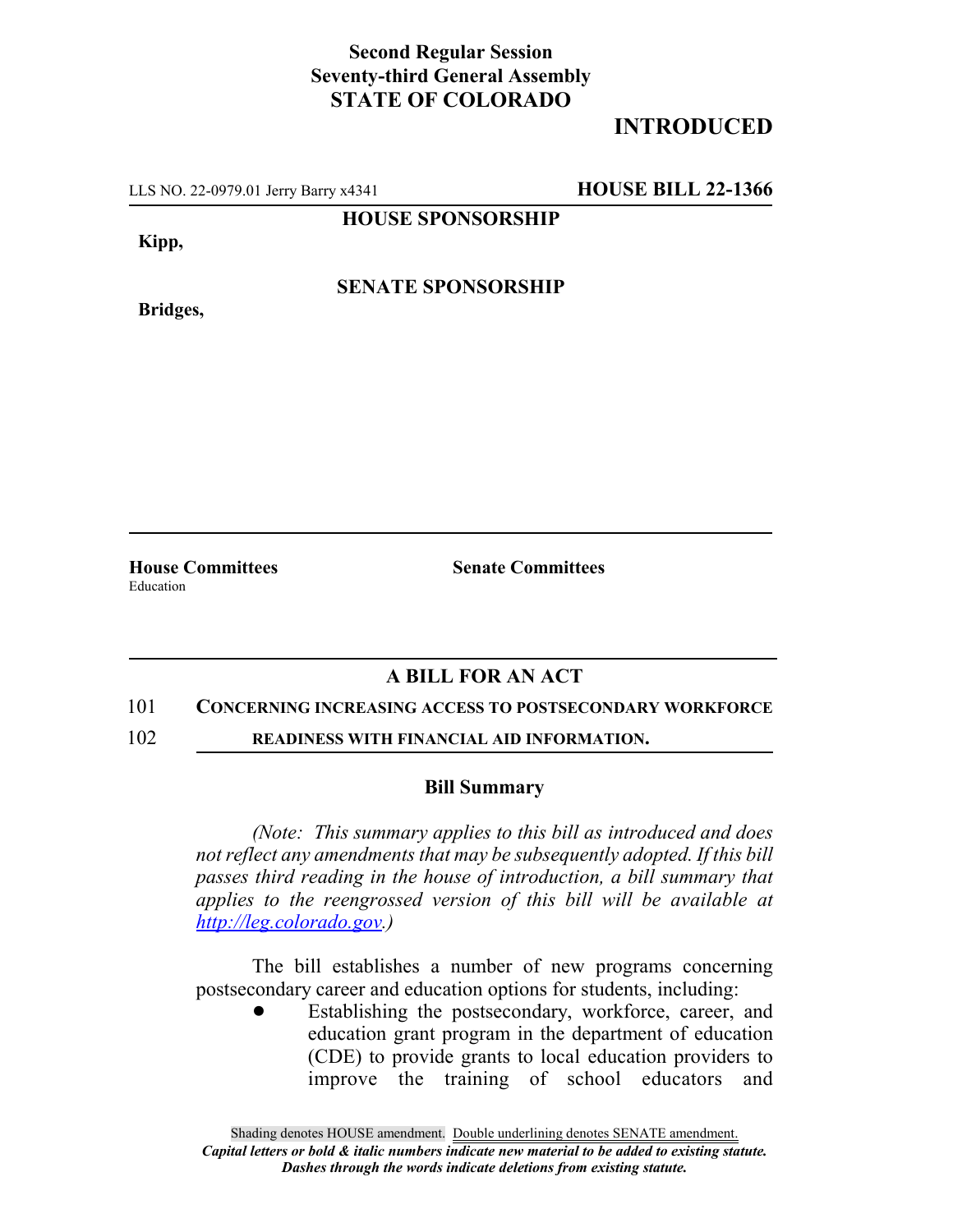**Second Regular Session**
**Seventy-third General Assembly**
**STATE OF COLORADO**

**INTRODUCED**

LLS NO. 22-0979.01 Jerry Barry x4341 **HOUSE BILL 22-1366**

**HOUSE SPONSORSHIP**

**Kipp,**

**SENATE SPONSORSHIP**

**Bridges,**

**House Committees**
Education

**Senate Committees**

## A BILL FOR AN ACT

101 **CONCERNING INCREASING ACCESS TO POSTSECONDARY WORKFORCE**
102 **READINESS WITH FINANCIAL AID INFORMATION.**

### Bill Summary

*(Note: This summary applies to this bill as introduced and does not reflect any amendments that may be subsequently adopted. If this bill passes third reading in the house of introduction, a bill summary that applies to the reengrossed version of this bill will be available at http://leg.colorado.gov.)*

The bill establishes a number of new programs concerning postsecondary career and education options for students, including:

- Establishing the postsecondary, workforce, career, and education grant program in the department of education (CDE) to provide grants to local education providers to improve the training of school educators and

Shading denotes HOUSE amendment. Double underlining denotes SENATE amendment.
*Capital letters or bold & italic numbers indicate new material to be added to existing statute.*
*Dashes through the words indicate deletions from existing statute.*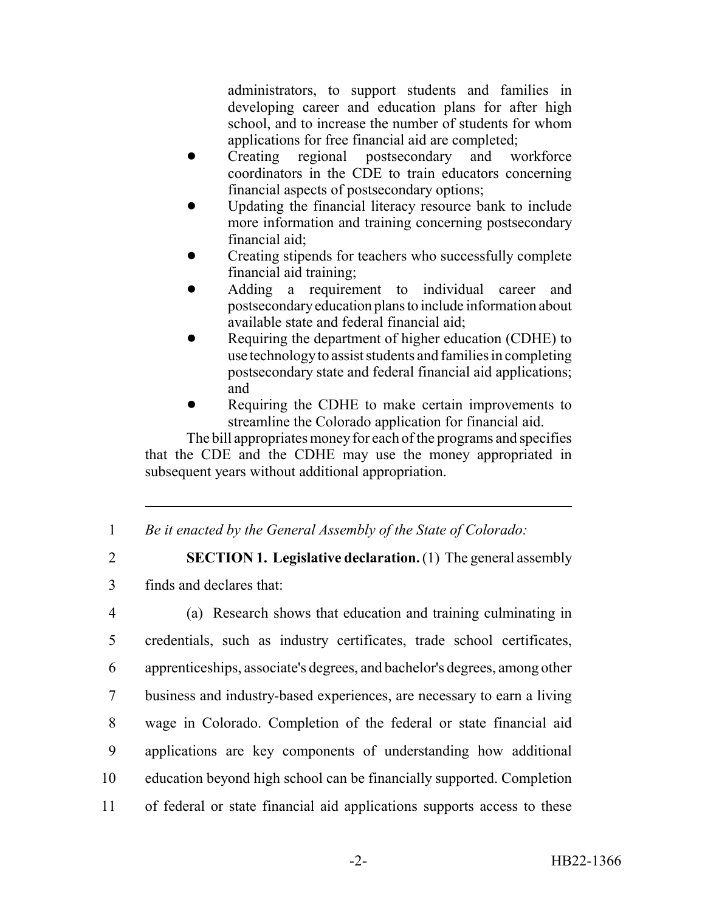administrators, to support students and families in developing career and education plans for after high school, and to increase the number of students for whom applications for free financial aid are completed;

- Creating regional postsecondary and workforce coordinators in the CDE to train educators concerning financial aspects of postsecondary options;
- Updating the financial literacy resource bank to include more information and training concerning postsecondary financial aid;
- Creating stipends for teachers who successfully complete financial aid training;
- Adding a requirement to individual career and postsecondary education plans to include information about available state and federal financial aid;
- Requiring the department of higher education (CDHE) to use technology to assist students and families in completing postsecondary state and federal financial aid applications; and
- Requiring the CDHE to make certain improvements to streamline the Colorado application for financial aid.

The bill appropriates money for each of the programs and specifies that the CDE and the CDHE may use the money appropriated in subsequent years without additional appropriation.

---

1 *Be it enacted by the General Assembly of the State of Colorado:*

2 **SECTION 1. Legislative declaration.** (1) The general assembly

3 finds and declares that:

4 (a) Research shows that education and training culminating in

5 credentials, such as industry certificates, trade school certificates,

6 apprenticeships, associate's degrees, and bachelor's degrees, among other

7 business and industry-based experiences, are necessary to earn a living

8 wage in Colorado. Completion of the federal or state financial aid

9 applications are key components of understanding how additional

10 education beyond high school can be financially supported. Completion

11 of federal or state financial aid applications supports access to these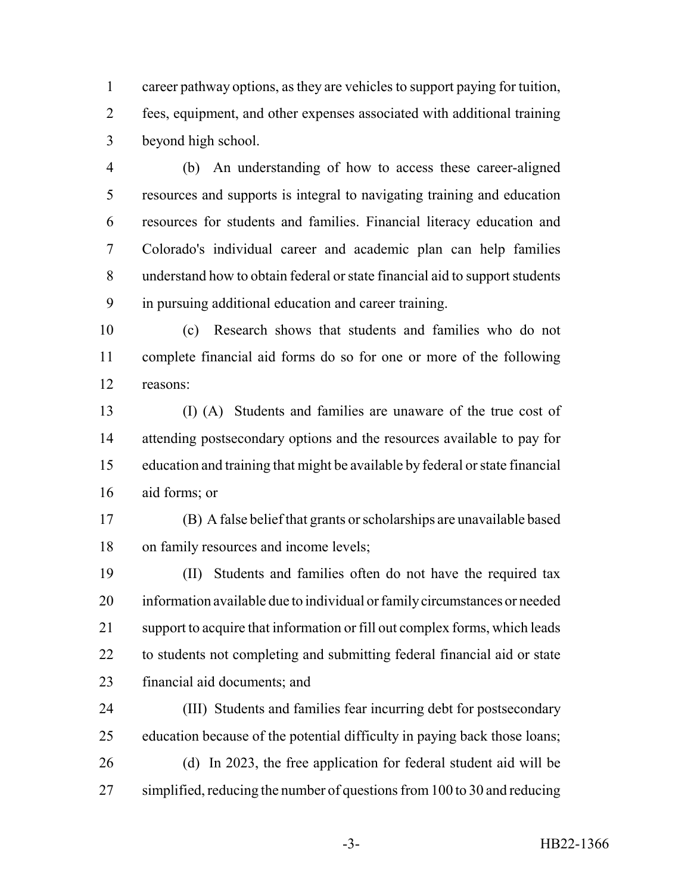career pathway options, as they are vehicles to support paying for tuition, fees, equipment, and other expenses associated with additional training beyond high school.

(b) An understanding of how to access these career-aligned resources and supports is integral to navigating training and education resources for students and families. Financial literacy education and Colorado's individual career and academic plan can help families understand how to obtain federal or state financial aid to support students in pursuing additional education and career training.

(c) Research shows that students and families who do not complete financial aid forms do so for one or more of the following reasons:

(I) (A) Students and families are unaware of the true cost of attending postsecondary options and the resources available to pay for education and training that might be available by federal or state financial aid forms; or

(B) A false belief that grants or scholarships are unavailable based on family resources and income levels;

(II) Students and families often do not have the required tax information available due to individual or family circumstances or needed support to acquire that information or fill out complex forms, which leads to students not completing and submitting federal financial aid or state financial aid documents; and

(III) Students and families fear incurring debt for postsecondary education because of the potential difficulty in paying back those loans;

(d) In 2023, the free application for federal student aid will be simplified, reducing the number of questions from 100 to 30 and reducing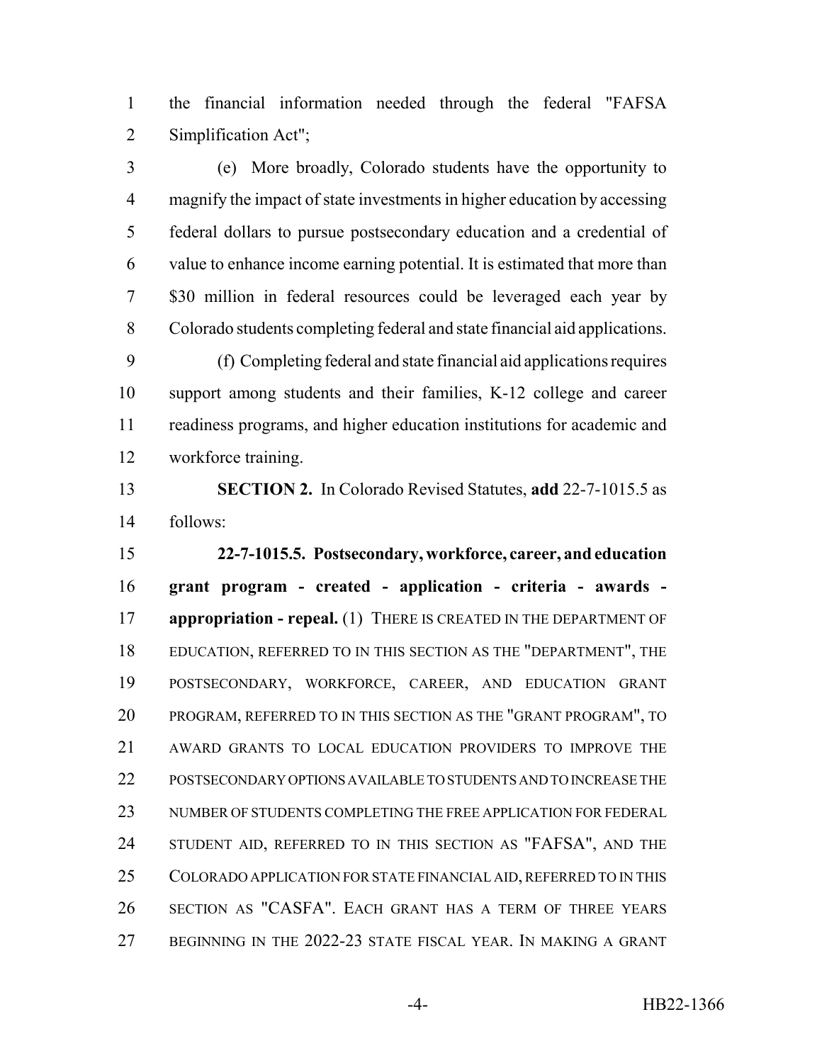the financial information needed through the federal "FAFSA Simplification Act";

(e) More broadly, Colorado students have the opportunity to magnify the impact of state investments in higher education by accessing federal dollars to pursue postsecondary education and a credential of value to enhance income earning potential. It is estimated that more than $30 million in federal resources could be leveraged each year by Colorado students completing federal and state financial aid applications.

(f) Completing federal and state financial aid applications requires support among students and their families, K-12 college and career readiness programs, and higher education institutions for academic and workforce training.

**SECTION 2.** In Colorado Revised Statutes, **add** 22-7-1015.5 as follows:

**22-7-1015.5. Postsecondary, workforce, career, and education grant program - created - application - criteria - awards - appropriation - repeal.** (1) THERE IS CREATED IN THE DEPARTMENT OF EDUCATION, REFERRED TO IN THIS SECTION AS THE "DEPARTMENT", THE POSTSECONDARY, WORKFORCE, CAREER, AND EDUCATION GRANT PROGRAM, REFERRED TO IN THIS SECTION AS THE "GRANT PROGRAM", TO AWARD GRANTS TO LOCAL EDUCATION PROVIDERS TO IMPROVE THE POSTSECONDARY OPTIONS AVAILABLE TO STUDENTS AND TO INCREASE THE NUMBER OF STUDENTS COMPLETING THE FREE APPLICATION FOR FEDERAL STUDENT AID, REFERRED TO IN THIS SECTION AS "FAFSA", AND THE COLORADO APPLICATION FOR STATE FINANCIAL AID, REFERRED TO IN THIS SECTION AS "CASFA". EACH GRANT HAS A TERM OF THREE YEARS BEGINNING IN THE 2022-23 STATE FISCAL YEAR. IN MAKING A GRANT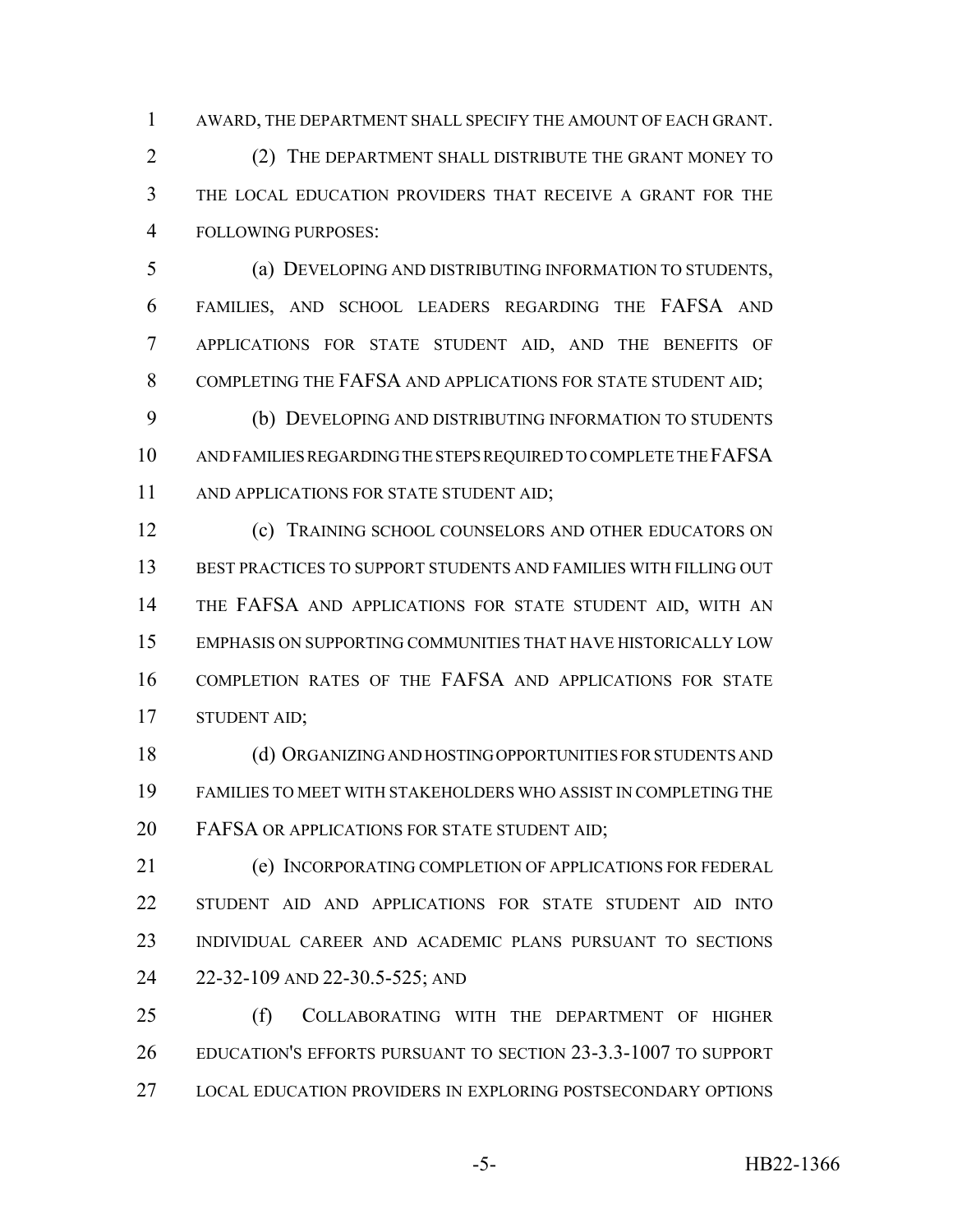AWARD, THE DEPARTMENT SHALL SPECIFY THE AMOUNT OF EACH GRANT.

(2) THE DEPARTMENT SHALL DISTRIBUTE THE GRANT MONEY TO THE LOCAL EDUCATION PROVIDERS THAT RECEIVE A GRANT FOR THE FOLLOWING PURPOSES:

(a) DEVELOPING AND DISTRIBUTING INFORMATION TO STUDENTS, FAMILIES, AND SCHOOL LEADERS REGARDING THE FAFSA AND APPLICATIONS FOR STATE STUDENT AID, AND THE BENEFITS OF COMPLETING THE FAFSA AND APPLICATIONS FOR STATE STUDENT AID;

(b) DEVELOPING AND DISTRIBUTING INFORMATION TO STUDENTS AND FAMILIES REGARDING THE STEPS REQUIRED TO COMPLETE THE FAFSA AND APPLICATIONS FOR STATE STUDENT AID;

(c) TRAINING SCHOOL COUNSELORS AND OTHER EDUCATORS ON BEST PRACTICES TO SUPPORT STUDENTS AND FAMILIES WITH FILLING OUT THE FAFSA AND APPLICATIONS FOR STATE STUDENT AID, WITH AN EMPHASIS ON SUPPORTING COMMUNITIES THAT HAVE HISTORICALLY LOW COMPLETION RATES OF THE FAFSA AND APPLICATIONS FOR STATE STUDENT AID;

(d) ORGANIZING AND HOSTING OPPORTUNITIES FOR STUDENTS AND FAMILIES TO MEET WITH STAKEHOLDERS WHO ASSIST IN COMPLETING THE FAFSA OR APPLICATIONS FOR STATE STUDENT AID;

(e) INCORPORATING COMPLETION OF APPLICATIONS FOR FEDERAL STUDENT AID AND APPLICATIONS FOR STATE STUDENT AID INTO INDIVIDUAL CAREER AND ACADEMIC PLANS PURSUANT TO SECTIONS 22-32-109 AND 22-30.5-525; AND

(f) COLLABORATING WITH THE DEPARTMENT OF HIGHER EDUCATION'S EFFORTS PURSUANT TO SECTION 23-3.3-1007 TO SUPPORT LOCAL EDUCATION PROVIDERS IN EXPLORING POSTSECONDARY OPTIONS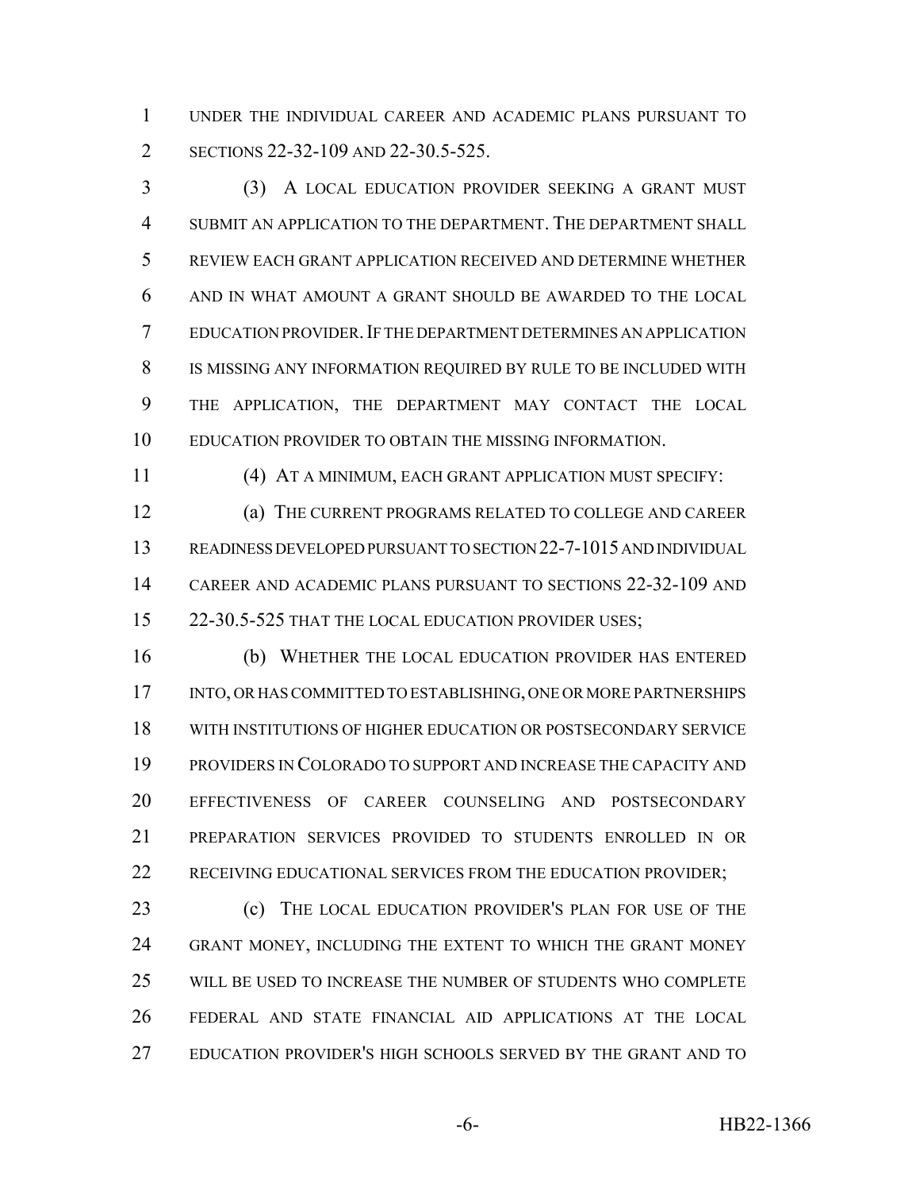UNDER THE INDIVIDUAL CAREER AND ACADEMIC PLANS PURSUANT TO SECTIONS 22-32-109 AND 22-30.5-525.

(3) A LOCAL EDUCATION PROVIDER SEEKING A GRANT MUST SUBMIT AN APPLICATION TO THE DEPARTMENT. THE DEPARTMENT SHALL REVIEW EACH GRANT APPLICATION RECEIVED AND DETERMINE WHETHER AND IN WHAT AMOUNT A GRANT SHOULD BE AWARDED TO THE LOCAL EDUCATION PROVIDER. IF THE DEPARTMENT DETERMINES AN APPLICATION IS MISSING ANY INFORMATION REQUIRED BY RULE TO BE INCLUDED WITH THE APPLICATION, THE DEPARTMENT MAY CONTACT THE LOCAL EDUCATION PROVIDER TO OBTAIN THE MISSING INFORMATION.

(4) AT A MINIMUM, EACH GRANT APPLICATION MUST SPECIFY:

(a) THE CURRENT PROGRAMS RELATED TO COLLEGE AND CAREER READINESS DEVELOPED PURSUANT TO SECTION 22-7-1015 AND INDIVIDUAL CAREER AND ACADEMIC PLANS PURSUANT TO SECTIONS 22-32-109 AND 22-30.5-525 THAT THE LOCAL EDUCATION PROVIDER USES;

(b) WHETHER THE LOCAL EDUCATION PROVIDER HAS ENTERED INTO, OR HAS COMMITTED TO ESTABLISHING, ONE OR MORE PARTNERSHIPS WITH INSTITUTIONS OF HIGHER EDUCATION OR POSTSECONDARY SERVICE PROVIDERS IN COLORADO TO SUPPORT AND INCREASE THE CAPACITY AND EFFECTIVENESS OF CAREER COUNSELING AND POSTSECONDARY PREPARATION SERVICES PROVIDED TO STUDENTS ENROLLED IN OR RECEIVING EDUCATIONAL SERVICES FROM THE EDUCATION PROVIDER;

(c) THE LOCAL EDUCATION PROVIDER'S PLAN FOR USE OF THE GRANT MONEY, INCLUDING THE EXTENT TO WHICH THE GRANT MONEY WILL BE USED TO INCREASE THE NUMBER OF STUDENTS WHO COMPLETE FEDERAL AND STATE FINANCIAL AID APPLICATIONS AT THE LOCAL EDUCATION PROVIDER'S HIGH SCHOOLS SERVED BY THE GRANT AND TO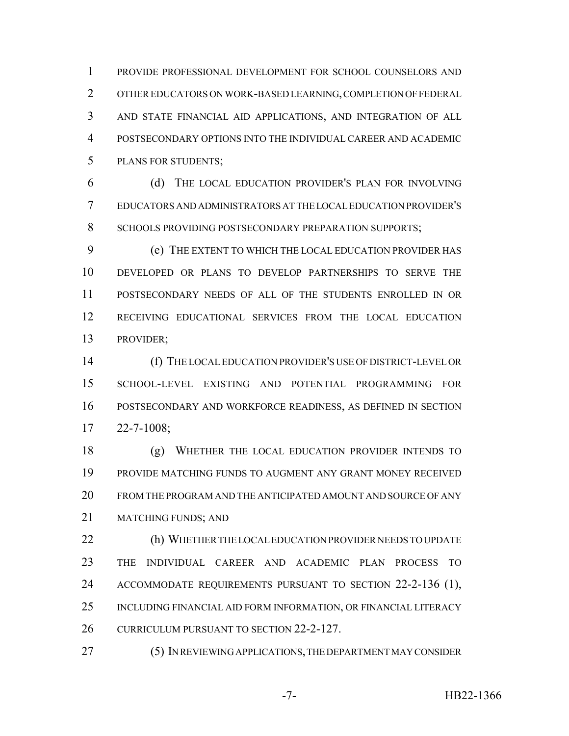PROVIDE PROFESSIONAL DEVELOPMENT FOR SCHOOL COUNSELORS AND OTHER EDUCATORS ON WORK-BASED LEARNING, COMPLETION OF FEDERAL AND STATE FINANCIAL AID APPLICATIONS, AND INTEGRATION OF ALL POSTSECONDARY OPTIONS INTO THE INDIVIDUAL CAREER AND ACADEMIC PLANS FOR STUDENTS;

(d) THE LOCAL EDUCATION PROVIDER'S PLAN FOR INVOLVING EDUCATORS AND ADMINISTRATORS AT THE LOCAL EDUCATION PROVIDER'S SCHOOLS PROVIDING POSTSECONDARY PREPARATION SUPPORTS;

(e) THE EXTENT TO WHICH THE LOCAL EDUCATION PROVIDER HAS DEVELOPED OR PLANS TO DEVELOP PARTNERSHIPS TO SERVE THE POSTSECONDARY NEEDS OF ALL OF THE STUDENTS ENROLLED IN OR RECEIVING EDUCATIONAL SERVICES FROM THE LOCAL EDUCATION PROVIDER;

(f) THE LOCAL EDUCATION PROVIDER'S USE OF DISTRICT-LEVEL OR SCHOOL-LEVEL EXISTING AND POTENTIAL PROGRAMMING FOR POSTSECONDARY AND WORKFORCE READINESS, AS DEFINED IN SECTION 22-7-1008;

(g) WHETHER THE LOCAL EDUCATION PROVIDER INTENDS TO PROVIDE MATCHING FUNDS TO AUGMENT ANY GRANT MONEY RECEIVED FROM THE PROGRAM AND THE ANTICIPATED AMOUNT AND SOURCE OF ANY MATCHING FUNDS; AND

(h) WHETHER THE LOCAL EDUCATION PROVIDER NEEDS TO UPDATE THE INDIVIDUAL CAREER AND ACADEMIC PLAN PROCESS TO ACCOMMODATE REQUIREMENTS PURSUANT TO SECTION 22-2-136 (1), INCLUDING FINANCIAL AID FORM INFORMATION, OR FINANCIAL LITERACY CURRICULUM PURSUANT TO SECTION 22-2-127.

(5) IN REVIEWING APPLICATIONS, THE DEPARTMENT MAY CONSIDER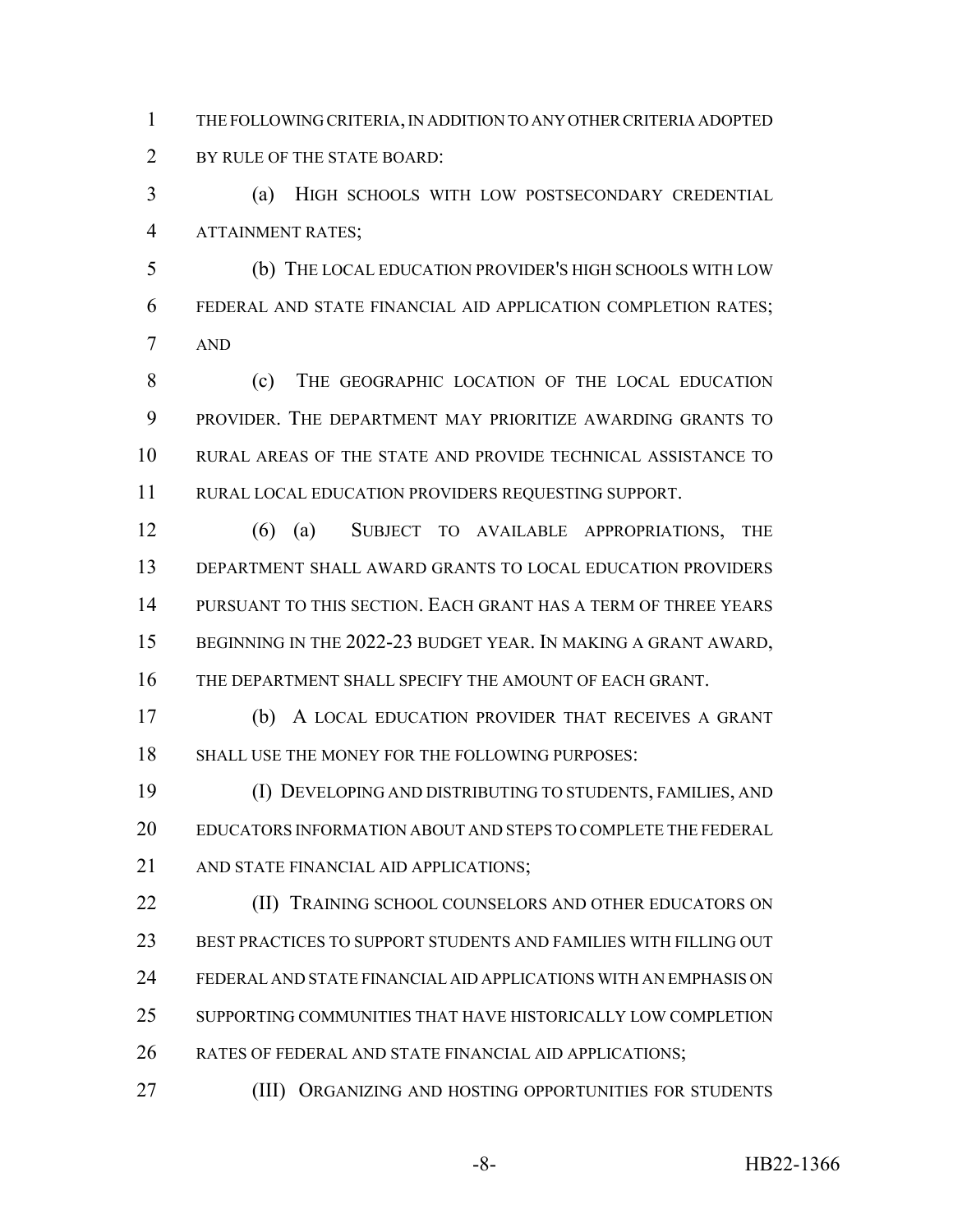THE FOLLOWING CRITERIA, IN ADDITION TO ANY OTHER CRITERIA ADOPTED BY RULE OF THE STATE BOARD:

(a) HIGH SCHOOLS WITH LOW POSTSECONDARY CREDENTIAL ATTAINMENT RATES;

(b) THE LOCAL EDUCATION PROVIDER'S HIGH SCHOOLS WITH LOW FEDERAL AND STATE FINANCIAL AID APPLICATION COMPLETION RATES; AND

(c) THE GEOGRAPHIC LOCATION OF THE LOCAL EDUCATION PROVIDER. THE DEPARTMENT MAY PRIORITIZE AWARDING GRANTS TO RURAL AREAS OF THE STATE AND PROVIDE TECHNICAL ASSISTANCE TO RURAL LOCAL EDUCATION PROVIDERS REQUESTING SUPPORT.

(6) (a) SUBJECT TO AVAILABLE APPROPRIATIONS, THE DEPARTMENT SHALL AWARD GRANTS TO LOCAL EDUCATION PROVIDERS PURSUANT TO THIS SECTION. EACH GRANT HAS A TERM OF THREE YEARS BEGINNING IN THE 2022-23 BUDGET YEAR. IN MAKING A GRANT AWARD, THE DEPARTMENT SHALL SPECIFY THE AMOUNT OF EACH GRANT.

(b) A LOCAL EDUCATION PROVIDER THAT RECEIVES A GRANT SHALL USE THE MONEY FOR THE FOLLOWING PURPOSES:

(I) DEVELOPING AND DISTRIBUTING TO STUDENTS, FAMILIES, AND EDUCATORS INFORMATION ABOUT AND STEPS TO COMPLETE THE FEDERAL AND STATE FINANCIAL AID APPLICATIONS;

(II) TRAINING SCHOOL COUNSELORS AND OTHER EDUCATORS ON BEST PRACTICES TO SUPPORT STUDENTS AND FAMILIES WITH FILLING OUT FEDERAL AND STATE FINANCIAL AID APPLICATIONS WITH AN EMPHASIS ON SUPPORTING COMMUNITIES THAT HAVE HISTORICALLY LOW COMPLETION RATES OF FEDERAL AND STATE FINANCIAL AID APPLICATIONS;

(III) ORGANIZING AND HOSTING OPPORTUNITIES FOR STUDENTS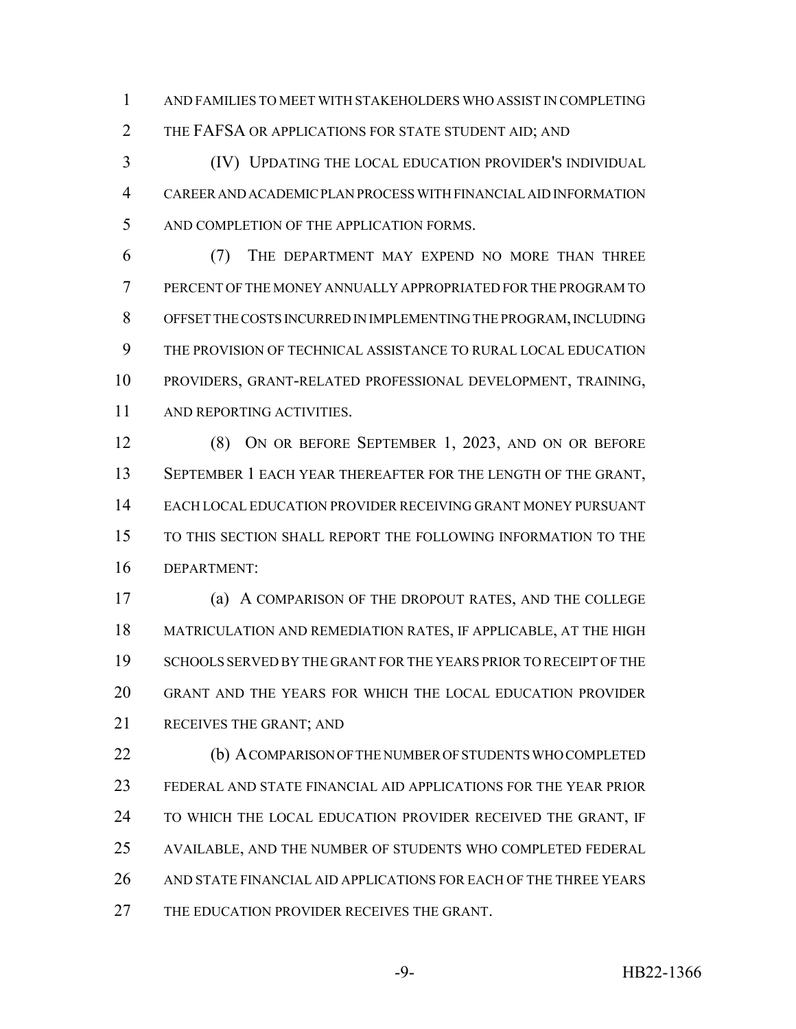AND FAMILIES TO MEET WITH STAKEHOLDERS WHO ASSIST IN COMPLETING THE FAFSA OR APPLICATIONS FOR STATE STUDENT AID; AND

(IV) UPDATING THE LOCAL EDUCATION PROVIDER'S INDIVIDUAL CAREER AND ACADEMIC PLAN PROCESS WITH FINANCIAL AID INFORMATION AND COMPLETION OF THE APPLICATION FORMS.

(7) THE DEPARTMENT MAY EXPEND NO MORE THAN THREE PERCENT OF THE MONEY ANNUALLY APPROPRIATED FOR THE PROGRAM TO OFFSET THE COSTS INCURRED IN IMPLEMENTING THE PROGRAM, INCLUDING THE PROVISION OF TECHNICAL ASSISTANCE TO RURAL LOCAL EDUCATION PROVIDERS, GRANT-RELATED PROFESSIONAL DEVELOPMENT, TRAINING, AND REPORTING ACTIVITIES.

(8) ON OR BEFORE SEPTEMBER 1, 2023, AND ON OR BEFORE SEPTEMBER 1 EACH YEAR THEREAFTER FOR THE LENGTH OF THE GRANT, EACH LOCAL EDUCATION PROVIDER RECEIVING GRANT MONEY PURSUANT TO THIS SECTION SHALL REPORT THE FOLLOWING INFORMATION TO THE DEPARTMENT:

(a) A COMPARISON OF THE DROPOUT RATES, AND THE COLLEGE MATRICULATION AND REMEDIATION RATES, IF APPLICABLE, AT THE HIGH SCHOOLS SERVED BY THE GRANT FOR THE YEARS PRIOR TO RECEIPT OF THE GRANT AND THE YEARS FOR WHICH THE LOCAL EDUCATION PROVIDER RECEIVES THE GRANT; AND

(b) A COMPARISON OF THE NUMBER OF STUDENTS WHO COMPLETED FEDERAL AND STATE FINANCIAL AID APPLICATIONS FOR THE YEAR PRIOR TO WHICH THE LOCAL EDUCATION PROVIDER RECEIVED THE GRANT, IF AVAILABLE, AND THE NUMBER OF STUDENTS WHO COMPLETED FEDERAL AND STATE FINANCIAL AID APPLICATIONS FOR EACH OF THE THREE YEARS THE EDUCATION PROVIDER RECEIVES THE GRANT.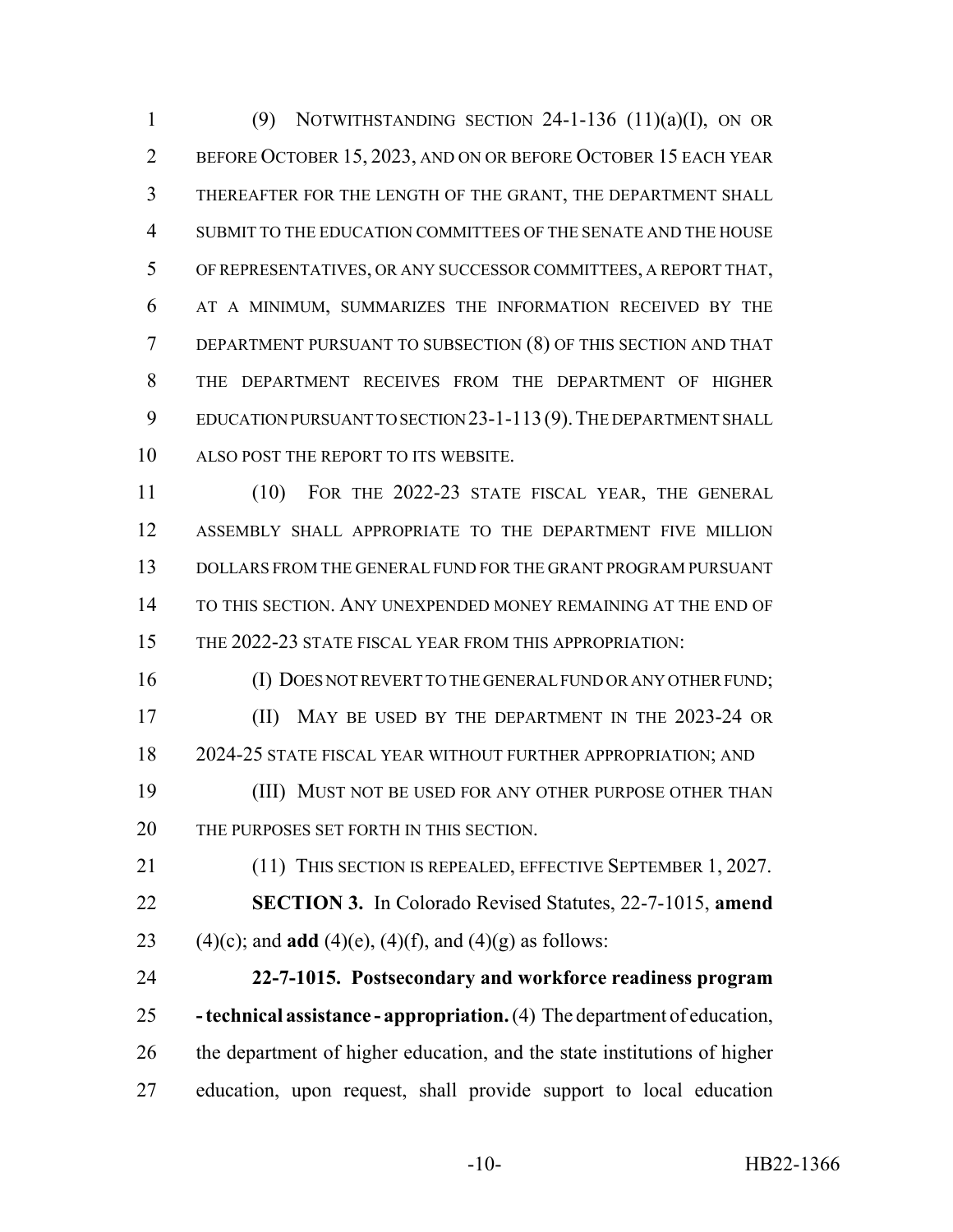(9) NOTWITHSTANDING SECTION 24-1-136 (11)(a)(I), ON OR BEFORE OCTOBER 15, 2023, AND ON OR BEFORE OCTOBER 15 EACH YEAR THEREAFTER FOR THE LENGTH OF THE GRANT, THE DEPARTMENT SHALL SUBMIT TO THE EDUCATION COMMITTEES OF THE SENATE AND THE HOUSE OF REPRESENTATIVES, OR ANY SUCCESSOR COMMITTEES, A REPORT THAT, AT A MINIMUM, SUMMARIZES THE INFORMATION RECEIVED BY THE DEPARTMENT PURSUANT TO SUBSECTION (8) OF THIS SECTION AND THAT THE DEPARTMENT RECEIVES FROM THE DEPARTMENT OF HIGHER EDUCATION PURSUANT TO SECTION 23-1-113 (9). THE DEPARTMENT SHALL ALSO POST THE REPORT TO ITS WEBSITE.

(10) FOR THE 2022-23 STATE FISCAL YEAR, THE GENERAL ASSEMBLY SHALL APPROPRIATE TO THE DEPARTMENT FIVE MILLION DOLLARS FROM THE GENERAL FUND FOR THE GRANT PROGRAM PURSUANT TO THIS SECTION. ANY UNEXPENDED MONEY REMAINING AT THE END OF THE 2022-23 STATE FISCAL YEAR FROM THIS APPROPRIATION:

(I) DOES NOT REVERT TO THE GENERAL FUND OR ANY OTHER FUND;

(II) MAY BE USED BY THE DEPARTMENT IN THE 2023-24 OR 2024-25 STATE FISCAL YEAR WITHOUT FURTHER APPROPRIATION; AND

(III) MUST NOT BE USED FOR ANY OTHER PURPOSE OTHER THAN THE PURPOSES SET FORTH IN THIS SECTION.

(11) THIS SECTION IS REPEALED, EFFECTIVE SEPTEMBER 1, 2027.

**SECTION 3.** In Colorado Revised Statutes, 22-7-1015, **amend** (4)(c); and **add** (4)(e), (4)(f), and (4)(g) as follows:

**22-7-1015. Postsecondary and workforce readiness program - technical assistance - appropriation.** (4) The department of education, the department of higher education, and the state institutions of higher education, upon request, shall provide support to local education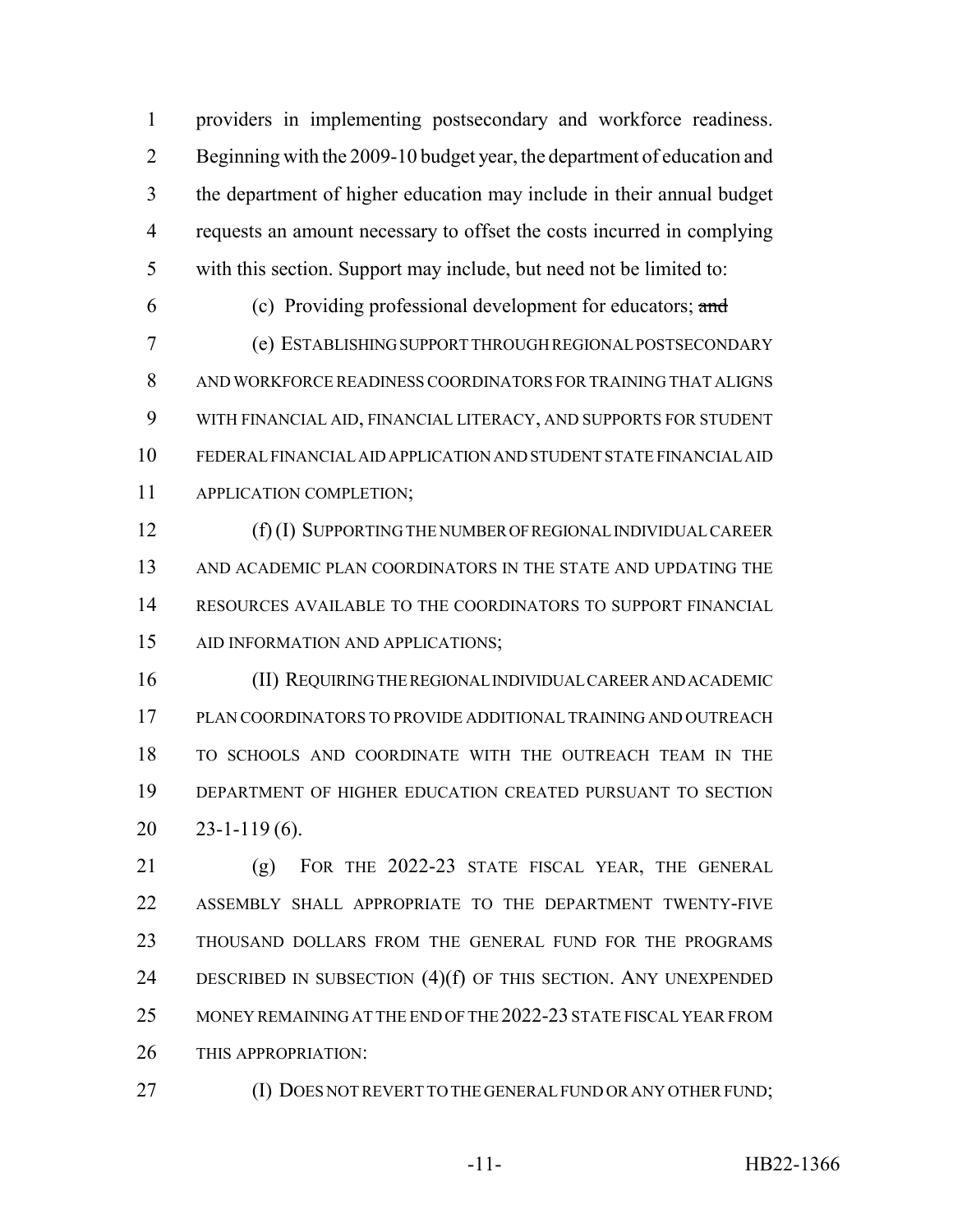providers in implementing postsecondary and workforce readiness. Beginning with the 2009-10 budget year, the department of education and the department of higher education may include in their annual budget requests an amount necessary to offset the costs incurred in complying with this section. Support may include, but need not be limited to:

(c) Providing professional development for educators; ~~and~~

(e) ESTABLISHING SUPPORT THROUGH REGIONAL POSTSECONDARY AND WORKFORCE READINESS COORDINATORS FOR TRAINING THAT ALIGNS WITH FINANCIAL AID, FINANCIAL LITERACY, AND SUPPORTS FOR STUDENT FEDERAL FINANCIAL AID APPLICATION AND STUDENT STATE FINANCIAL AID APPLICATION COMPLETION;

(f) (I) SUPPORTING THE NUMBER OF REGIONAL INDIVIDUAL CAREER AND ACADEMIC PLAN COORDINATORS IN THE STATE AND UPDATING THE RESOURCES AVAILABLE TO THE COORDINATORS TO SUPPORT FINANCIAL AID INFORMATION AND APPLICATIONS;

(II) REQUIRING THE REGIONAL INDIVIDUAL CAREER AND ACADEMIC PLAN COORDINATORS TO PROVIDE ADDITIONAL TRAINING AND OUTREACH TO SCHOOLS AND COORDINATE WITH THE OUTREACH TEAM IN THE DEPARTMENT OF HIGHER EDUCATION CREATED PURSUANT TO SECTION 23-1-119 (6).

(g) FOR THE 2022-23 STATE FISCAL YEAR, THE GENERAL ASSEMBLY SHALL APPROPRIATE TO THE DEPARTMENT TWENTY-FIVE THOUSAND DOLLARS FROM THE GENERAL FUND FOR THE PROGRAMS DESCRIBED IN SUBSECTION (4)(f) OF THIS SECTION. ANY UNEXPENDED MONEY REMAINING AT THE END OF THE 2022-23 STATE FISCAL YEAR FROM THIS APPROPRIATION:

(I) DOES NOT REVERT TO THE GENERAL FUND OR ANY OTHER FUND;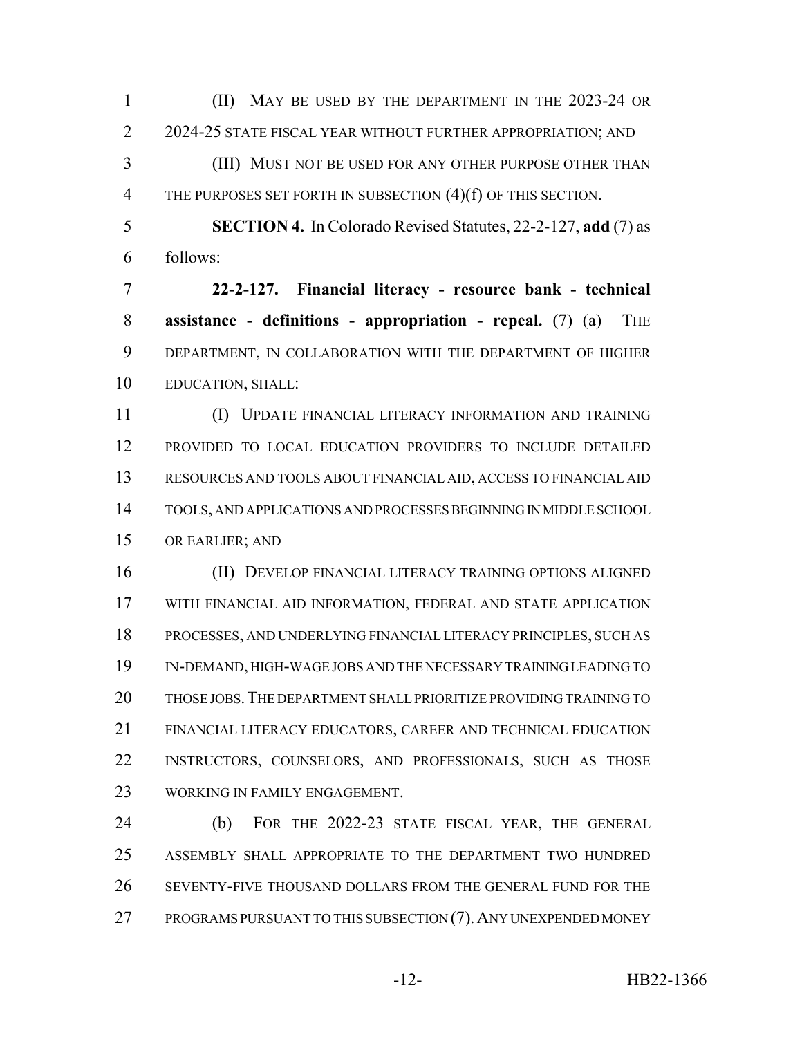(II) MAY BE USED BY THE DEPARTMENT IN THE 2023-24 OR 2024-25 STATE FISCAL YEAR WITHOUT FURTHER APPROPRIATION; AND

(III) MUST NOT BE USED FOR ANY OTHER PURPOSE OTHER THAN THE PURPOSES SET FORTH IN SUBSECTION (4)(f) OF THIS SECTION.

**SECTION 4.** In Colorado Revised Statutes, 22-2-127, **add** (7) as follows:

**22-2-127. Financial literacy - resource bank - technical assistance - definitions - appropriation - repeal.** (7) (a) THE DEPARTMENT, IN COLLABORATION WITH THE DEPARTMENT OF HIGHER EDUCATION, SHALL:

(I) UPDATE FINANCIAL LITERACY INFORMATION AND TRAINING PROVIDED TO LOCAL EDUCATION PROVIDERS TO INCLUDE DETAILED RESOURCES AND TOOLS ABOUT FINANCIAL AID, ACCESS TO FINANCIAL AID TOOLS, AND APPLICATIONS AND PROCESSES BEGINNING IN MIDDLE SCHOOL OR EARLIER; AND

(II) DEVELOP FINANCIAL LITERACY TRAINING OPTIONS ALIGNED WITH FINANCIAL AID INFORMATION, FEDERAL AND STATE APPLICATION PROCESSES, AND UNDERLYING FINANCIAL LITERACY PRINCIPLES, SUCH AS IN-DEMAND, HIGH-WAGE JOBS AND THE NECESSARY TRAINING LEADING TO THOSE JOBS. THE DEPARTMENT SHALL PRIORITIZE PROVIDING TRAINING TO FINANCIAL LITERACY EDUCATORS, CAREER AND TECHNICAL EDUCATION INSTRUCTORS, COUNSELORS, AND PROFESSIONALS, SUCH AS THOSE WORKING IN FAMILY ENGAGEMENT.

(b) FOR THE 2022-23 STATE FISCAL YEAR, THE GENERAL ASSEMBLY SHALL APPROPRIATE TO THE DEPARTMENT TWO HUNDRED SEVENTY-FIVE THOUSAND DOLLARS FROM THE GENERAL FUND FOR THE PROGRAMS PURSUANT TO THIS SUBSECTION (7). ANY UNEXPENDED MONEY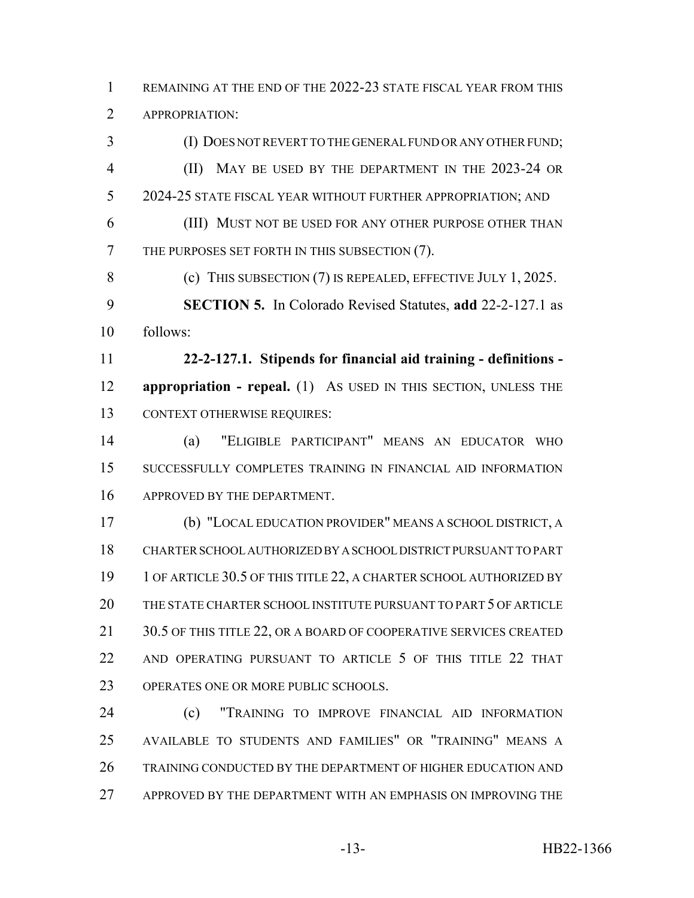REMAINING AT THE END OF THE 2022-23 STATE FISCAL YEAR FROM THIS APPROPRIATION:

(I) DOES NOT REVERT TO THE GENERAL FUND OR ANY OTHER FUND;

(II) MAY BE USED BY THE DEPARTMENT IN THE 2023-24 OR 2024-25 STATE FISCAL YEAR WITHOUT FURTHER APPROPRIATION; AND

(III) MUST NOT BE USED FOR ANY OTHER PURPOSE OTHER THAN THE PURPOSES SET FORTH IN THIS SUBSECTION (7).

(c) THIS SUBSECTION (7) IS REPEALED, EFFECTIVE JULY 1, 2025.

**SECTION 5.** In Colorado Revised Statutes, **add** 22-2-127.1 as follows:

**22-2-127.1. Stipends for financial aid training - definitions - appropriation - repeal.** (1) AS USED IN THIS SECTION, UNLESS THE CONTEXT OTHERWISE REQUIRES:

(a) "ELIGIBLE PARTICIPANT" MEANS AN EDUCATOR WHO SUCCESSFULLY COMPLETES TRAINING IN FINANCIAL AID INFORMATION APPROVED BY THE DEPARTMENT.

(b) "LOCAL EDUCATION PROVIDER" MEANS A SCHOOL DISTRICT, A CHARTER SCHOOL AUTHORIZED BY A SCHOOL DISTRICT PURSUANT TO PART 1 OF ARTICLE 30.5 OF THIS TITLE 22, A CHARTER SCHOOL AUTHORIZED BY THE STATE CHARTER SCHOOL INSTITUTE PURSUANT TO PART 5 OF ARTICLE 30.5 OF THIS TITLE 22, OR A BOARD OF COOPERATIVE SERVICES CREATED AND OPERATING PURSUANT TO ARTICLE 5 OF THIS TITLE 22 THAT OPERATES ONE OR MORE PUBLIC SCHOOLS.

(c) "TRAINING TO IMPROVE FINANCIAL AID INFORMATION AVAILABLE TO STUDENTS AND FAMILIES" OR "TRAINING" MEANS A TRAINING CONDUCTED BY THE DEPARTMENT OF HIGHER EDUCATION AND APPROVED BY THE DEPARTMENT WITH AN EMPHASIS ON IMPROVING THE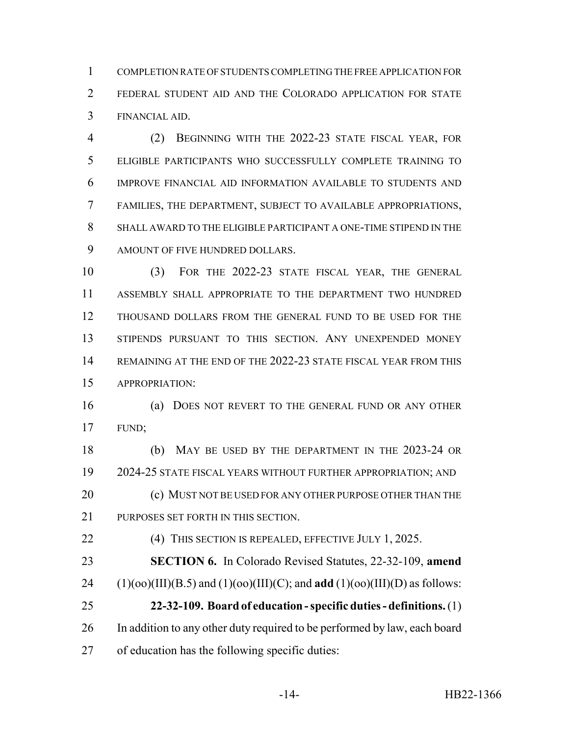COMPLETION RATE OF STUDENTS COMPLETING THE FREE APPLICATION FOR FEDERAL STUDENT AID AND THE COLORADO APPLICATION FOR STATE FINANCIAL AID.

(2) BEGINNING WITH THE 2022-23 STATE FISCAL YEAR, FOR ELIGIBLE PARTICIPANTS WHO SUCCESSFULLY COMPLETE TRAINING TO IMPROVE FINANCIAL AID INFORMATION AVAILABLE TO STUDENTS AND FAMILIES, THE DEPARTMENT, SUBJECT TO AVAILABLE APPROPRIATIONS, SHALL AWARD TO THE ELIGIBLE PARTICIPANT A ONE-TIME STIPEND IN THE AMOUNT OF FIVE HUNDRED DOLLARS.

(3) FOR THE 2022-23 STATE FISCAL YEAR, THE GENERAL ASSEMBLY SHALL APPROPRIATE TO THE DEPARTMENT TWO HUNDRED THOUSAND DOLLARS FROM THE GENERAL FUND TO BE USED FOR THE STIPENDS PURSUANT TO THIS SECTION. ANY UNEXPENDED MONEY REMAINING AT THE END OF THE 2022-23 STATE FISCAL YEAR FROM THIS APPROPRIATION:

(a) DOES NOT REVERT TO THE GENERAL FUND OR ANY OTHER FUND;

(b) MAY BE USED BY THE DEPARTMENT IN THE 2023-24 OR 2024-25 STATE FISCAL YEARS WITHOUT FURTHER APPROPRIATION; AND

(c) MUST NOT BE USED FOR ANY OTHER PURPOSE OTHER THAN THE PURPOSES SET FORTH IN THIS SECTION.

(4) THIS SECTION IS REPEALED, EFFECTIVE JULY 1, 2025.

**SECTION 6.** In Colorado Revised Statutes, 22-32-109, **amend** (1)(oo)(III)(B.5) and (1)(oo)(III)(C); and **add** (1)(oo)(III)(D) as follows:

**22-32-109. Board of education - specific duties - definitions.** (1) In addition to any other duty required to be performed by law, each board of education has the following specific duties: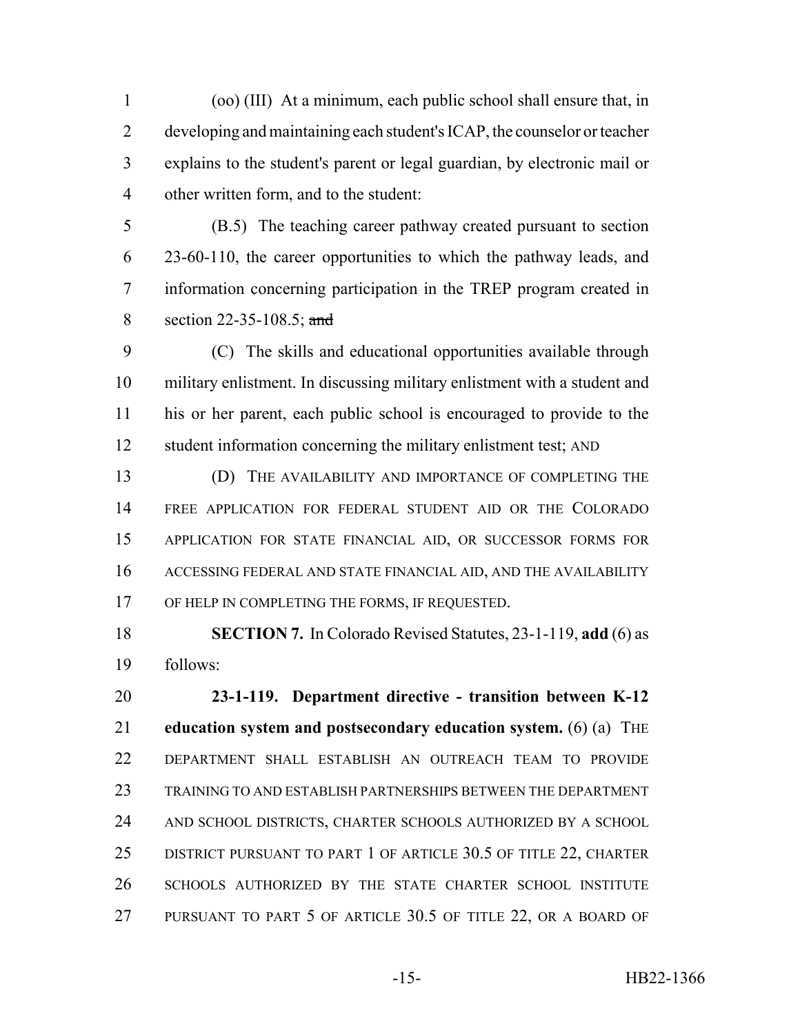(oo) (III) At a minimum, each public school shall ensure that, in developing and maintaining each student's ICAP, the counselor or teacher explains to the student's parent or legal guardian, by electronic mail or other written form, and to the student:

(B.5) The teaching career pathway created pursuant to section 23-60-110, the career opportunities to which the pathway leads, and information concerning participation in the TREP program created in section 22-35-108.5; ~~and~~

(C) The skills and educational opportunities available through military enlistment. In discussing military enlistment with a student and his or her parent, each public school is encouraged to provide to the student information concerning the military enlistment test; AND

(D) THE AVAILABILITY AND IMPORTANCE OF COMPLETING THE FREE APPLICATION FOR FEDERAL STUDENT AID OR THE COLORADO APPLICATION FOR STATE FINANCIAL AID, OR SUCCESSOR FORMS FOR ACCESSING FEDERAL AND STATE FINANCIAL AID, AND THE AVAILABILITY OF HELP IN COMPLETING THE FORMS, IF REQUESTED.

**SECTION 7.** In Colorado Revised Statutes, 23-1-119, **add** (6) as follows:

**23-1-119. Department directive - transition between K-12 education system and postsecondary education system.** (6) (a) THE DEPARTMENT SHALL ESTABLISH AN OUTREACH TEAM TO PROVIDE TRAINING TO AND ESTABLISH PARTNERSHIPS BETWEEN THE DEPARTMENT AND SCHOOL DISTRICTS, CHARTER SCHOOLS AUTHORIZED BY A SCHOOL DISTRICT PURSUANT TO PART 1 OF ARTICLE 30.5 OF TITLE 22, CHARTER SCHOOLS AUTHORIZED BY THE STATE CHARTER SCHOOL INSTITUTE PURSUANT TO PART 5 OF ARTICLE 30.5 OF TITLE 22, OR A BOARD OF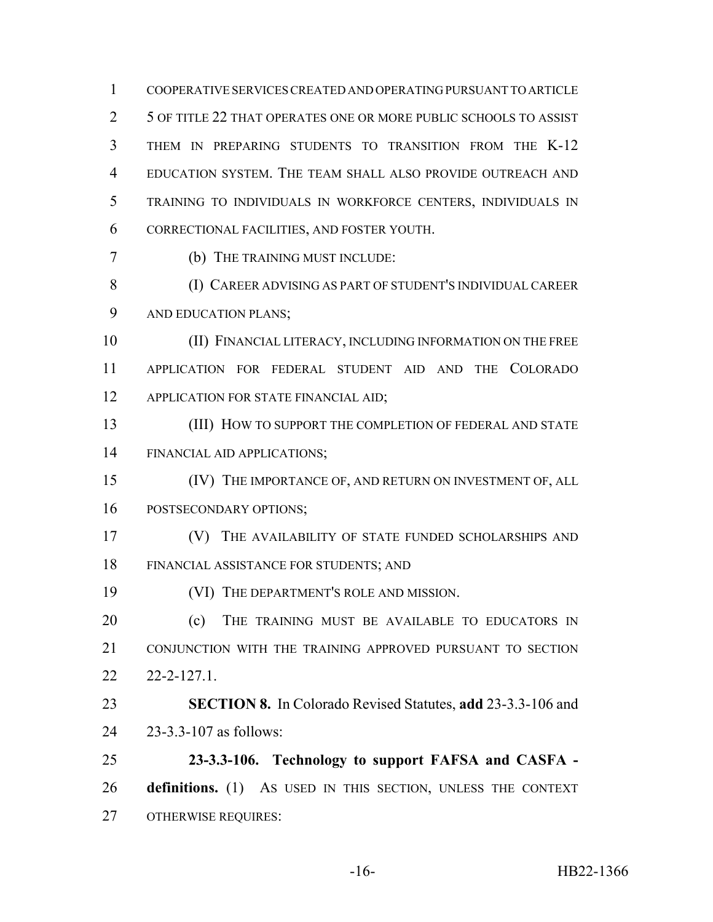COOPERATIVE SERVICES CREATED AND OPERATING PURSUANT TO ARTICLE 5 OF TITLE 22 THAT OPERATES ONE OR MORE PUBLIC SCHOOLS TO ASSIST THEM IN PREPARING STUDENTS TO TRANSITION FROM THE K-12 EDUCATION SYSTEM. THE TEAM SHALL ALSO PROVIDE OUTREACH AND TRAINING TO INDIVIDUALS IN WORKFORCE CENTERS, INDIVIDUALS IN CORRECTIONAL FACILITIES, AND FOSTER YOUTH.

(b) THE TRAINING MUST INCLUDE:

(I) CAREER ADVISING AS PART OF STUDENT'S INDIVIDUAL CAREER AND EDUCATION PLANS;

(II) FINANCIAL LITERACY, INCLUDING INFORMATION ON THE FREE APPLICATION FOR FEDERAL STUDENT AID AND THE COLORADO APPLICATION FOR STATE FINANCIAL AID;

(III) HOW TO SUPPORT THE COMPLETION OF FEDERAL AND STATE FINANCIAL AID APPLICATIONS;

(IV) THE IMPORTANCE OF, AND RETURN ON INVESTMENT OF, ALL POSTSECONDARY OPTIONS;

(V) THE AVAILABILITY OF STATE FUNDED SCHOLARSHIPS AND FINANCIAL ASSISTANCE FOR STUDENTS; AND

(VI) THE DEPARTMENT'S ROLE AND MISSION.

(c) THE TRAINING MUST BE AVAILABLE TO EDUCATORS IN CONJUNCTION WITH THE TRAINING APPROVED PURSUANT TO SECTION 22-2-127.1.

**SECTION 8.** In Colorado Revised Statutes, **add** 23-3.3-106 and 23-3.3-107 as follows:

**23-3.3-106. Technology to support FAFSA and CASFA - definitions.** (1) AS USED IN THIS SECTION, UNLESS THE CONTEXT OTHERWISE REQUIRES: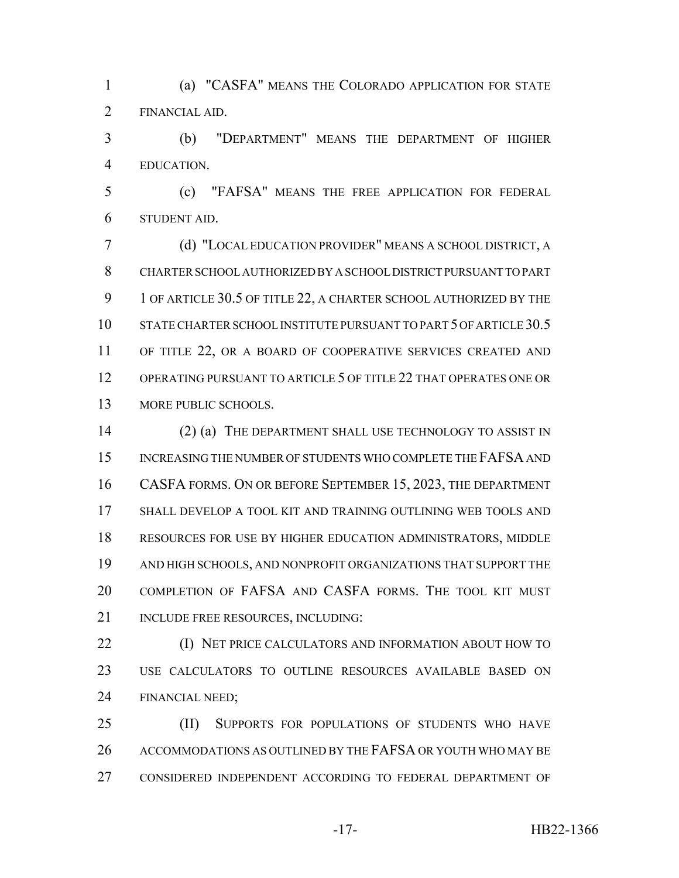(a) "CASFA" MEANS THE COLORADO APPLICATION FOR STATE FINANCIAL AID.

(b) "DEPARTMENT" MEANS THE DEPARTMENT OF HIGHER EDUCATION.

(c) "FAFSA" MEANS THE FREE APPLICATION FOR FEDERAL STUDENT AID.

(d) "LOCAL EDUCATION PROVIDER" MEANS A SCHOOL DISTRICT, A CHARTER SCHOOL AUTHORIZED BY A SCHOOL DISTRICT PURSUANT TO PART 1 OF ARTICLE 30.5 OF TITLE 22, A CHARTER SCHOOL AUTHORIZED BY THE STATE CHARTER SCHOOL INSTITUTE PURSUANT TO PART 5 OF ARTICLE 30.5 OF TITLE 22, OR A BOARD OF COOPERATIVE SERVICES CREATED AND OPERATING PURSUANT TO ARTICLE 5 OF TITLE 22 THAT OPERATES ONE OR MORE PUBLIC SCHOOLS.

(2) (a) THE DEPARTMENT SHALL USE TECHNOLOGY TO ASSIST IN INCREASING THE NUMBER OF STUDENTS WHO COMPLETE THE FAFSA AND CASFA FORMS. ON OR BEFORE SEPTEMBER 15, 2023, THE DEPARTMENT SHALL DEVELOP A TOOL KIT AND TRAINING OUTLINING WEB TOOLS AND RESOURCES FOR USE BY HIGHER EDUCATION ADMINISTRATORS, MIDDLE AND HIGH SCHOOLS, AND NONPROFIT ORGANIZATIONS THAT SUPPORT THE COMPLETION OF FAFSA AND CASFA FORMS. THE TOOL KIT MUST INCLUDE FREE RESOURCES, INCLUDING:

(I) NET PRICE CALCULATORS AND INFORMATION ABOUT HOW TO USE CALCULATORS TO OUTLINE RESOURCES AVAILABLE BASED ON FINANCIAL NEED;

(II) SUPPORTS FOR POPULATIONS OF STUDENTS WHO HAVE ACCOMMODATIONS AS OUTLINED BY THE FAFSA OR YOUTH WHO MAY BE CONSIDERED INDEPENDENT ACCORDING TO FEDERAL DEPARTMENT OF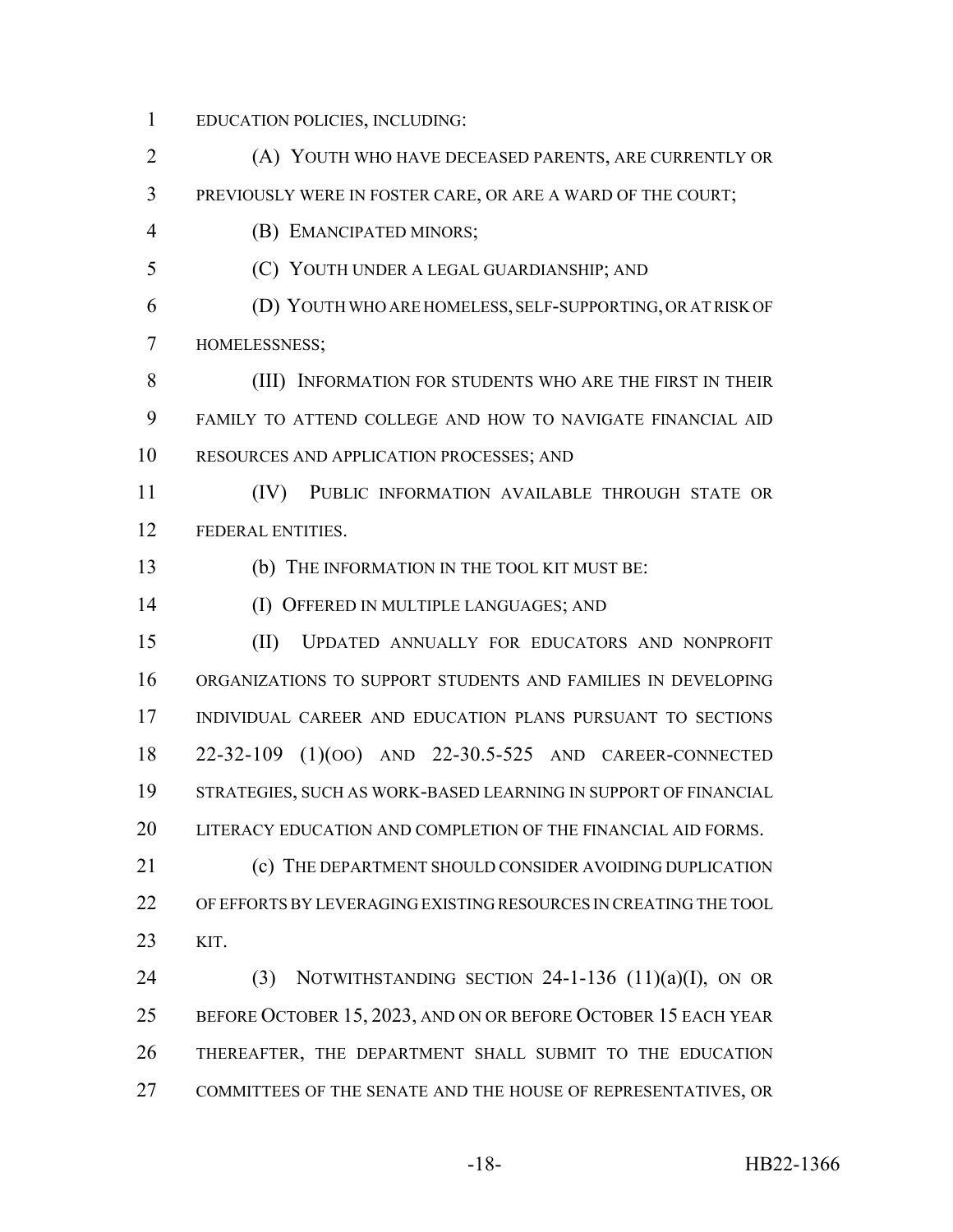EDUCATION POLICIES, INCLUDING:

(A) YOUTH WHO HAVE DECEASED PARENTS, ARE CURRENTLY OR PREVIOUSLY WERE IN FOSTER CARE, OR ARE A WARD OF THE COURT;

(B) EMANCIPATED MINORS;

(C) YOUTH UNDER A LEGAL GUARDIANSHIP; AND

(D) YOUTH WHO ARE HOMELESS, SELF-SUPPORTING, OR AT RISK OF HOMELESSNESS;

(III) INFORMATION FOR STUDENTS WHO ARE THE FIRST IN THEIR FAMILY TO ATTEND COLLEGE AND HOW TO NAVIGATE FINANCIAL AID RESOURCES AND APPLICATION PROCESSES; AND

(IV) PUBLIC INFORMATION AVAILABLE THROUGH STATE OR FEDERAL ENTITIES.

(b) THE INFORMATION IN THE TOOL KIT MUST BE:

(I) OFFERED IN MULTIPLE LANGUAGES; AND

(II) UPDATED ANNUALLY FOR EDUCATORS AND NONPROFIT ORGANIZATIONS TO SUPPORT STUDENTS AND FAMILIES IN DEVELOPING INDIVIDUAL CAREER AND EDUCATION PLANS PURSUANT TO SECTIONS 22-32-109 (1)(oo) AND 22-30.5-525 AND CAREER-CONNECTED STRATEGIES, SUCH AS WORK-BASED LEARNING IN SUPPORT OF FINANCIAL LITERACY EDUCATION AND COMPLETION OF THE FINANCIAL AID FORMS.

(c) THE DEPARTMENT SHOULD CONSIDER AVOIDING DUPLICATION OF EFFORTS BY LEVERAGING EXISTING RESOURCES IN CREATING THE TOOL KIT.

(3) NOTWITHSTANDING SECTION 24-1-136 (11)(a)(I), ON OR BEFORE OCTOBER 15, 2023, AND ON OR BEFORE OCTOBER 15 EACH YEAR THEREAFTER, THE DEPARTMENT SHALL SUBMIT TO THE EDUCATION COMMITTEES OF THE SENATE AND THE HOUSE OF REPRESENTATIVES, OR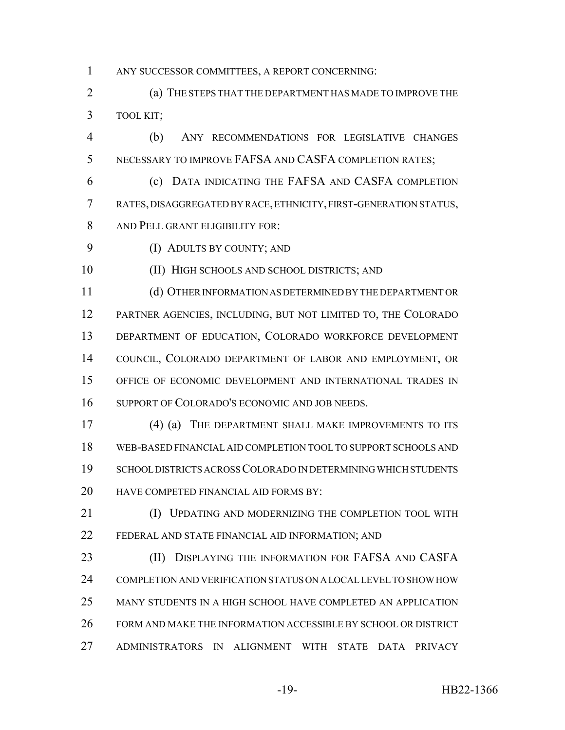ANY SUCCESSOR COMMITTEES, A REPORT CONCERNING:

(a) THE STEPS THAT THE DEPARTMENT HAS MADE TO IMPROVE THE TOOL KIT;

(b) ANY RECOMMENDATIONS FOR LEGISLATIVE CHANGES NECESSARY TO IMPROVE FAFSA AND CASFA COMPLETION RATES;

(c) DATA INDICATING THE FAFSA AND CASFA COMPLETION RATES, DISAGGREGATED BY RACE, ETHNICITY, FIRST-GENERATION STATUS, AND PELL GRANT ELIGIBILITY FOR:

(I) ADULTS BY COUNTY; AND

(II) HIGH SCHOOLS AND SCHOOL DISTRICTS; AND

(d) OTHER INFORMATION AS DETERMINED BY THE DEPARTMENT OR PARTNER AGENCIES, INCLUDING, BUT NOT LIMITED TO, THE COLORADO DEPARTMENT OF EDUCATION, COLORADO WORKFORCE DEVELOPMENT COUNCIL, COLORADO DEPARTMENT OF LABOR AND EMPLOYMENT, OR OFFICE OF ECONOMIC DEVELOPMENT AND INTERNATIONAL TRADES IN SUPPORT OF COLORADO'S ECONOMIC AND JOB NEEDS.

(4) (a) THE DEPARTMENT SHALL MAKE IMPROVEMENTS TO ITS WEB-BASED FINANCIAL AID COMPLETION TOOL TO SUPPORT SCHOOLS AND SCHOOL DISTRICTS ACROSS COLORADO IN DETERMINING WHICH STUDENTS HAVE COMPETED FINANCIAL AID FORMS BY:

(I) UPDATING AND MODERNIZING THE COMPLETION TOOL WITH FEDERAL AND STATE FINANCIAL AID INFORMATION; AND

(II) DISPLAYING THE INFORMATION FOR FAFSA AND CASFA COMPLETION AND VERIFICATION STATUS ON A LOCAL LEVEL TO SHOW HOW MANY STUDENTS IN A HIGH SCHOOL HAVE COMPLETED AN APPLICATION FORM AND MAKE THE INFORMATION ACCESSIBLE BY SCHOOL OR DISTRICT ADMINISTRATORS IN ALIGNMENT WITH STATE DATA PRIVACY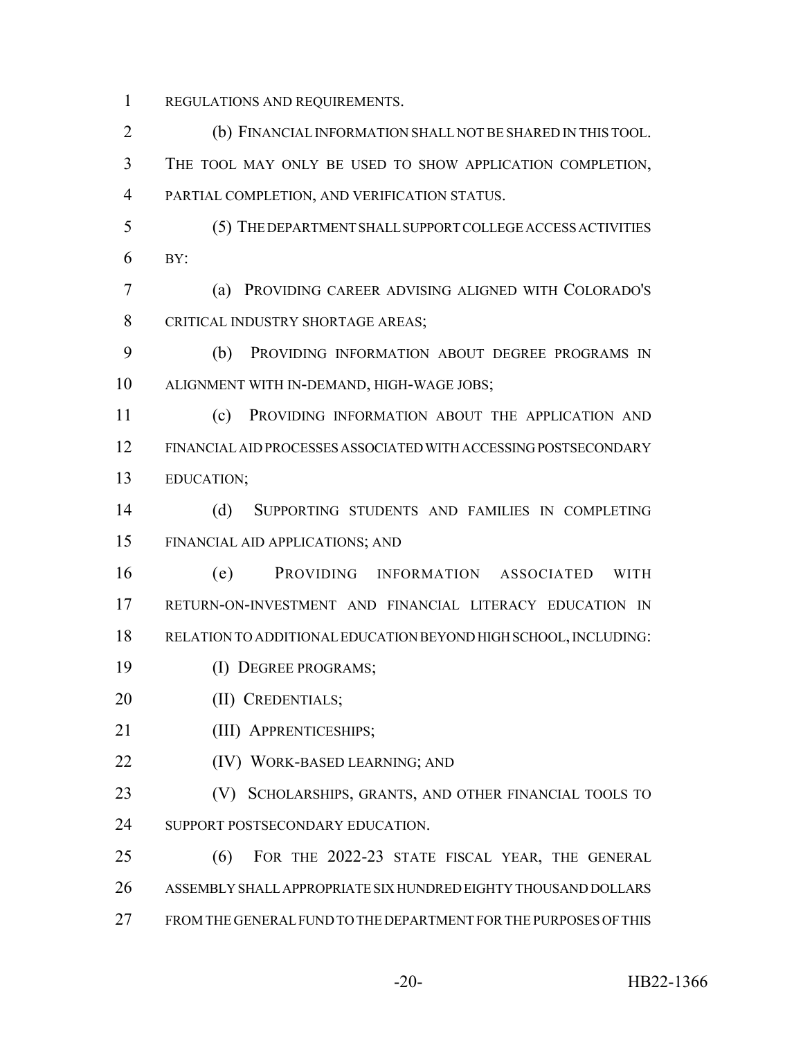REGULATIONS AND REQUIREMENTS.

(b) FINANCIAL INFORMATION SHALL NOT BE SHARED IN THIS TOOL. THE TOOL MAY ONLY BE USED TO SHOW APPLICATION COMPLETION, PARTIAL COMPLETION, AND VERIFICATION STATUS.

(5) THE DEPARTMENT SHALL SUPPORT COLLEGE ACCESS ACTIVITIES BY:

(a) PROVIDING CAREER ADVISING ALIGNED WITH COLORADO'S CRITICAL INDUSTRY SHORTAGE AREAS;

(b) PROVIDING INFORMATION ABOUT DEGREE PROGRAMS IN ALIGNMENT WITH IN-DEMAND, HIGH-WAGE JOBS;

(c) PROVIDING INFORMATION ABOUT THE APPLICATION AND FINANCIAL AID PROCESSES ASSOCIATED WITH ACCESSING POSTSECONDARY EDUCATION;

(d) SUPPORTING STUDENTS AND FAMILIES IN COMPLETING FINANCIAL AID APPLICATIONS; AND

(e) PROVIDING INFORMATION ASSOCIATED WITH RETURN-ON-INVESTMENT AND FINANCIAL LITERACY EDUCATION IN RELATION TO ADDITIONAL EDUCATION BEYOND HIGH SCHOOL, INCLUDING:

(I) DEGREE PROGRAMS;

(II) CREDENTIALS;

(III) APPRENTICESHIPS;

(IV) WORK-BASED LEARNING; AND

(V) SCHOLARSHIPS, GRANTS, AND OTHER FINANCIAL TOOLS TO SUPPORT POSTSECONDARY EDUCATION.

(6) FOR THE 2022-23 STATE FISCAL YEAR, THE GENERAL ASSEMBLY SHALL APPROPRIATE SIX HUNDRED EIGHTY THOUSAND DOLLARS FROM THE GENERAL FUND TO THE DEPARTMENT FOR THE PURPOSES OF THIS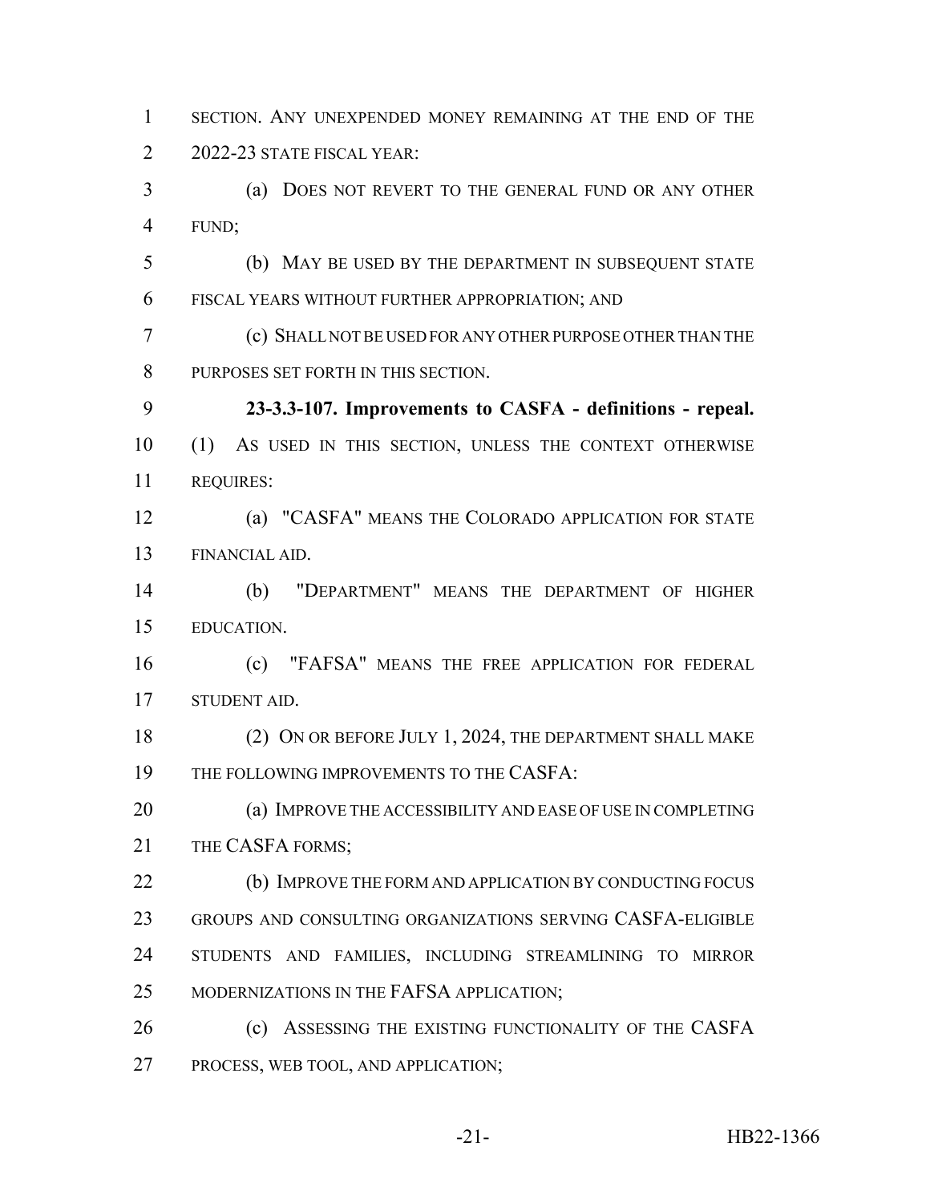SECTION. ANY UNEXPENDED MONEY REMAINING AT THE END OF THE 2022-23 STATE FISCAL YEAR:

(a) DOES NOT REVERT TO THE GENERAL FUND OR ANY OTHER FUND;

(b) MAY BE USED BY THE DEPARTMENT IN SUBSEQUENT STATE FISCAL YEARS WITHOUT FURTHER APPROPRIATION; AND

(c) SHALL NOT BE USED FOR ANY OTHER PURPOSE OTHER THAN THE PURPOSES SET FORTH IN THIS SECTION.

**23-3.3-107. Improvements to CASFA - definitions - repeal.** (1) AS USED IN THIS SECTION, UNLESS THE CONTEXT OTHERWISE REQUIRES:

(a) "CASFA" MEANS THE COLORADO APPLICATION FOR STATE FINANCIAL AID.

(b) "DEPARTMENT" MEANS THE DEPARTMENT OF HIGHER EDUCATION.

(c) "FAFSA" MEANS THE FREE APPLICATION FOR FEDERAL STUDENT AID.

(2) ON OR BEFORE JULY 1, 2024, THE DEPARTMENT SHALL MAKE THE FOLLOWING IMPROVEMENTS TO THE CASFA:

(a) IMPROVE THE ACCESSIBILITY AND EASE OF USE IN COMPLETING THE CASFA FORMS;

(b) IMPROVE THE FORM AND APPLICATION BY CONDUCTING FOCUS GROUPS AND CONSULTING ORGANIZATIONS SERVING CASFA-ELIGIBLE STUDENTS AND FAMILIES, INCLUDING STREAMLINING TO MIRROR MODERNIZATIONS IN THE FAFSA APPLICATION;

(c) ASSESSING THE EXISTING FUNCTIONALITY OF THE CASFA PROCESS, WEB TOOL, AND APPLICATION;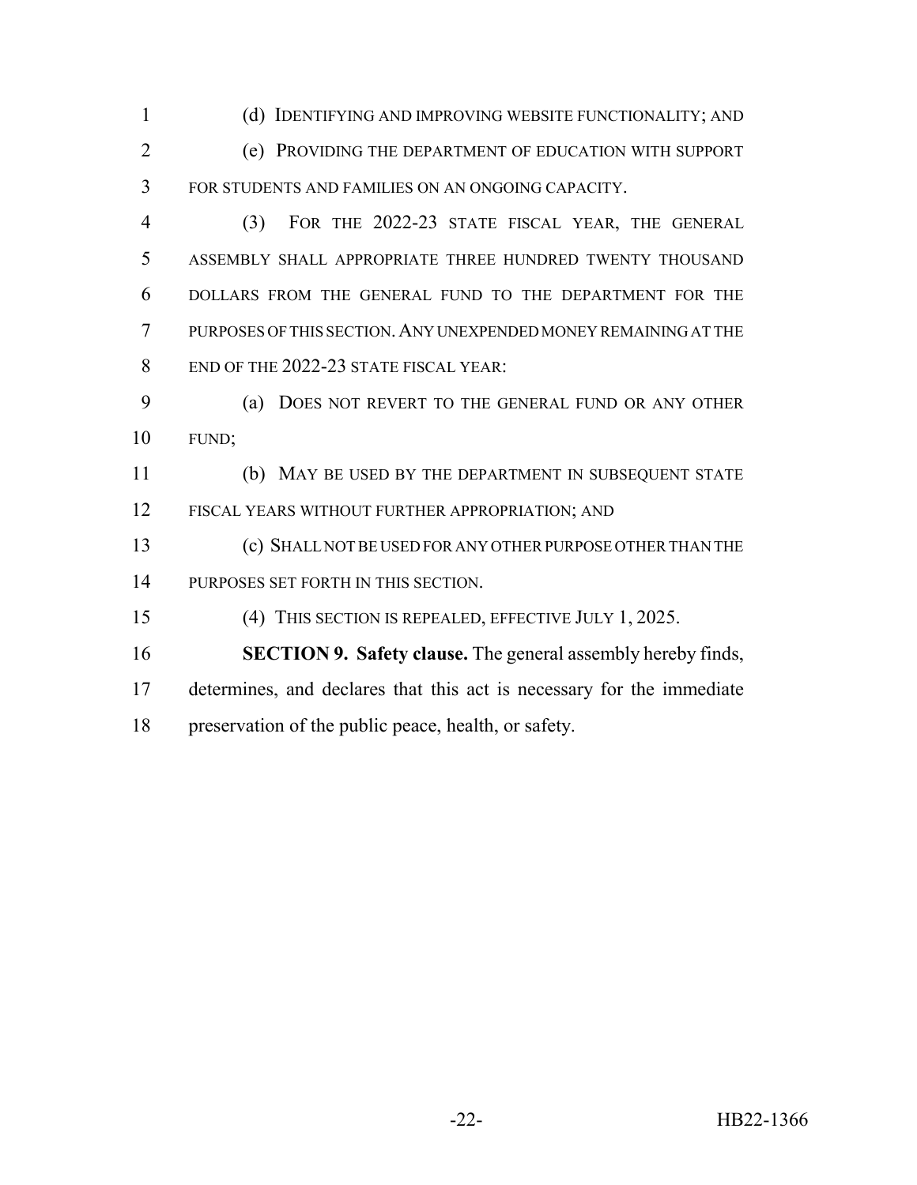(d) IDENTIFYING AND IMPROVING WEBSITE FUNCTIONALITY; AND

(e) PROVIDING THE DEPARTMENT OF EDUCATION WITH SUPPORT FOR STUDENTS AND FAMILIES ON AN ONGOING CAPACITY.

(3) FOR THE 2022-23 STATE FISCAL YEAR, THE GENERAL ASSEMBLY SHALL APPROPRIATE THREE HUNDRED TWENTY THOUSAND DOLLARS FROM THE GENERAL FUND TO THE DEPARTMENT FOR THE PURPOSES OF THIS SECTION. ANY UNEXPENDED MONEY REMAINING AT THE END OF THE 2022-23 STATE FISCAL YEAR:

(a) DOES NOT REVERT TO THE GENERAL FUND OR ANY OTHER FUND;

(b) MAY BE USED BY THE DEPARTMENT IN SUBSEQUENT STATE FISCAL YEARS WITHOUT FURTHER APPROPRIATION; AND

(c) SHALL NOT BE USED FOR ANY OTHER PURPOSE OTHER THAN THE PURPOSES SET FORTH IN THIS SECTION.

(4) THIS SECTION IS REPEALED, EFFECTIVE JULY 1, 2025.

**SECTION 9. Safety clause.** The general assembly hereby finds, determines, and declares that this act is necessary for the immediate preservation of the public peace, health, or safety.